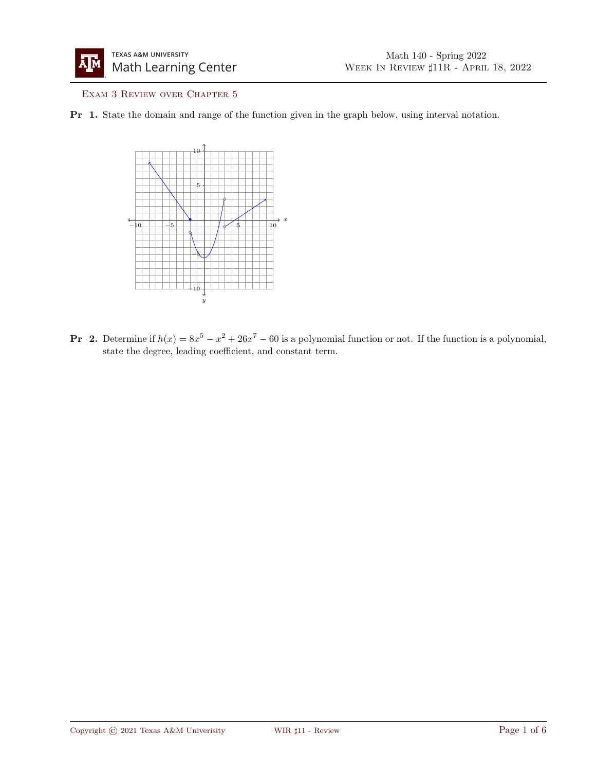Exam 3 Review over Chapter 5

**Pr 1.** State the domain and range of the function given in the graph below, using interval notation.

10
5
−10
−5
5
10
x
−5
−10
y

**Pr 2.** Determine if $h(x) = 8x^5 - x^2 + 26x^7 - 60$ is a polynomial function or not. If the function is a polynomial, state the degree, leading coefficient, and constant term.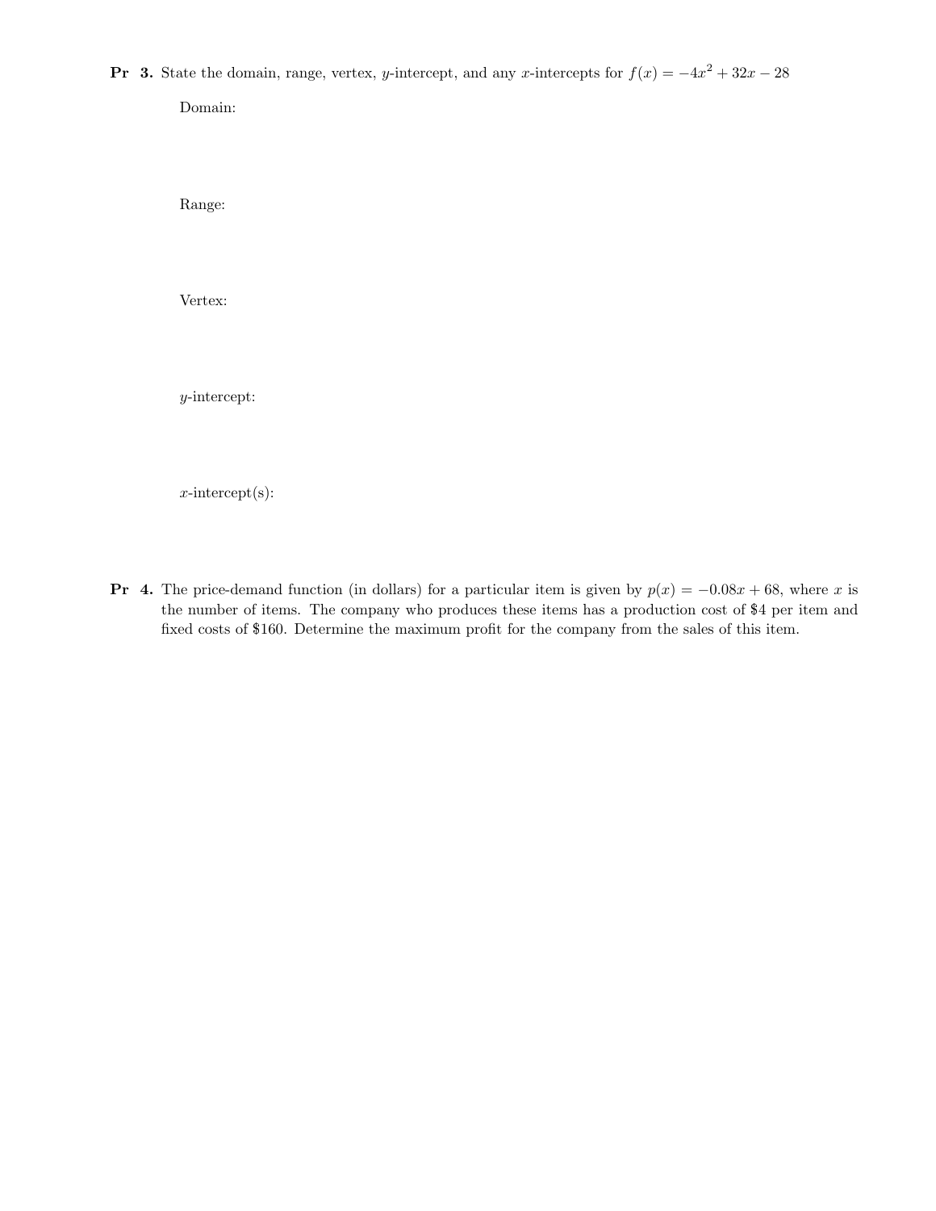**Pr 3.** State the domain, range, vertex, $y$-intercept, and any $x$-intercepts for $f(x) = -4x^2 + 32x - 28$

Domain:

Range:

Vertex:

$y$-intercept:

$x$-intercept(s):

**Pr 4.** The price-demand function (in dollars) for a particular item is given by $p(x) = -0.08x + 68$, where $x$ is the number of items. The company who produces these items has a production cost of \$4 per item and fixed costs of \$160. Determine the maximum profit for the company from the sales of this item.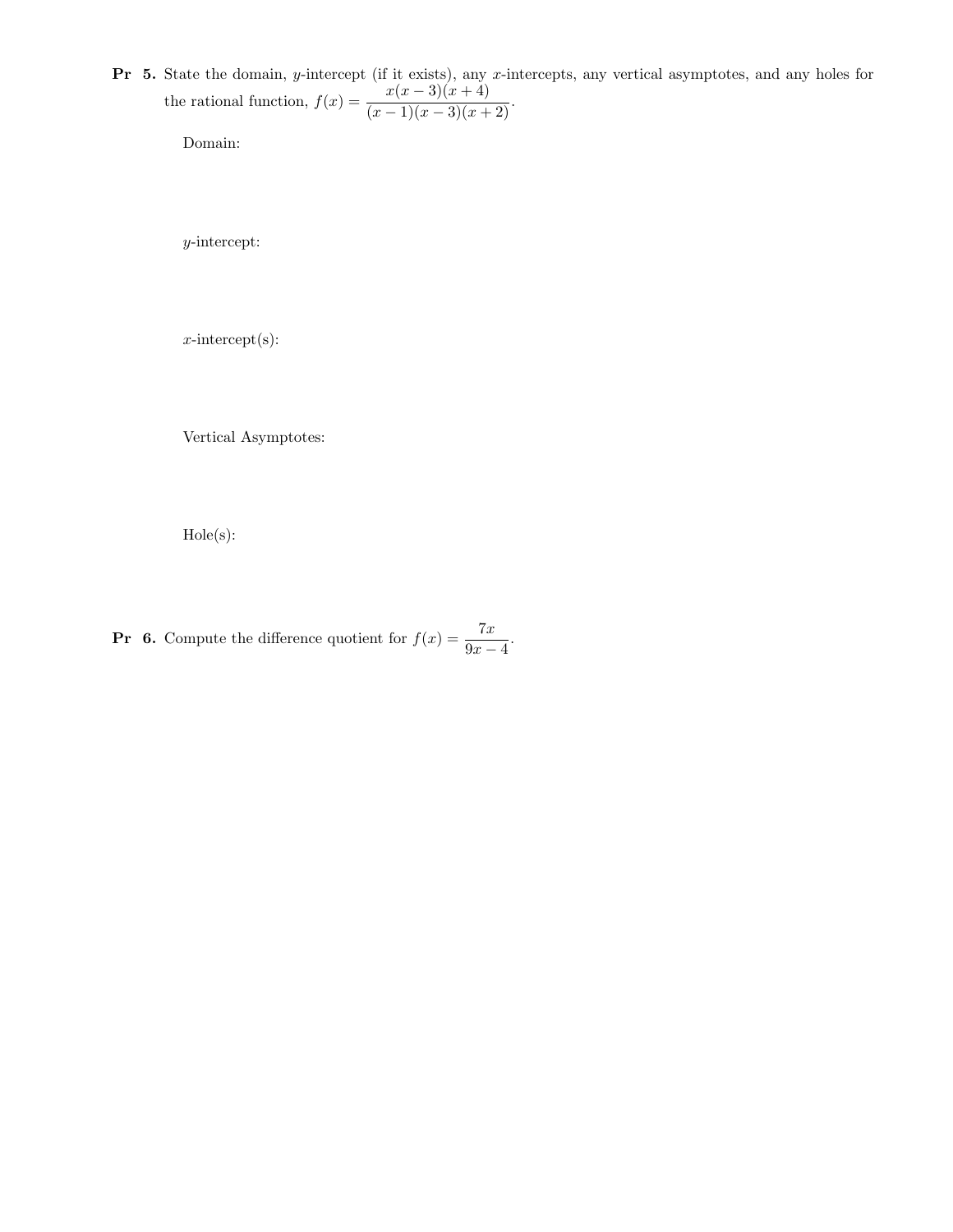**Pr 5.** State the domain, $y$-intercept (if it exists), any $x$-intercepts, any vertical asymptotes, and any holes for the rational function, $f(x) = \dfrac{x(x-3)(x+4)}{(x-1)(x-3)(x+2)}$.

Domain:

$y$-intercept:

$x$-intercept(s):

Vertical Asymptotes:

Hole(s):

**Pr 6.** Compute the difference quotient for $f(x) = \dfrac{7x}{9x-4}$.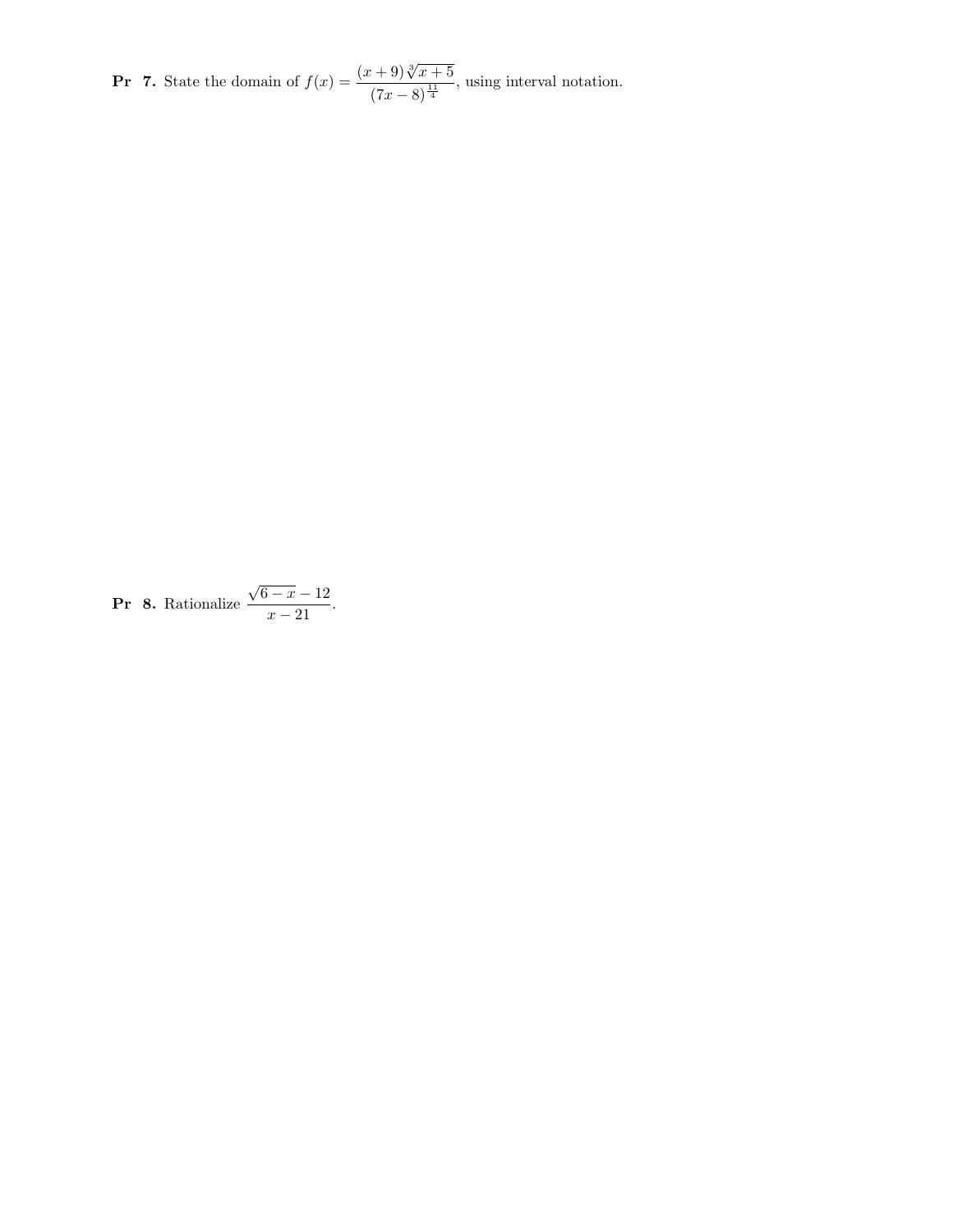**Pr 7.** State the domain of $f(x) = \dfrac{(x+9)\sqrt[3]{x+5}}{(7x-8)^{\frac{11}{4}}}$, using interval notation.

**Pr 8.** Rationalize $\dfrac{\sqrt{6-x}-12}{x-21}$.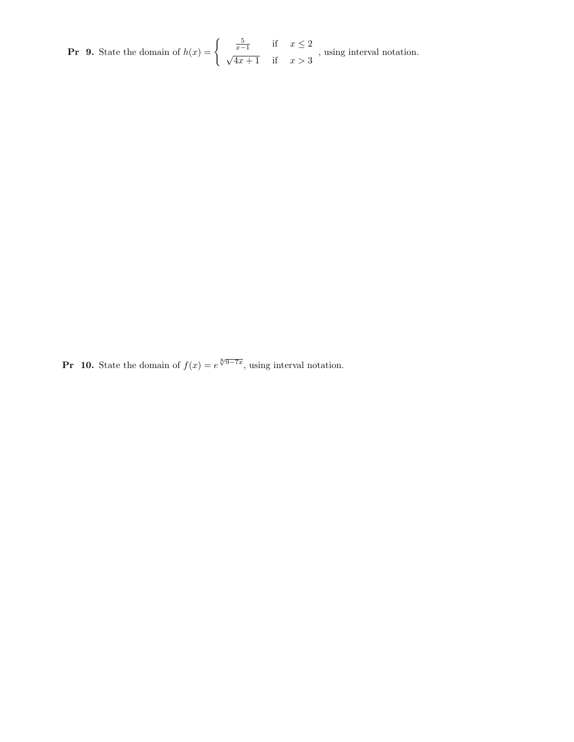**Pr 9.** State the domain of $h(x) = \begin{cases} \frac{5}{x-1} & \text{if} \quad x \leq 2 \\ \sqrt{4x+1} & \text{if} \quad x > 3 \end{cases}$, using interval notation.

**Pr 10.** State the domain of $f(x) = e^{\sqrt[8]{9-7x}}$, using interval notation.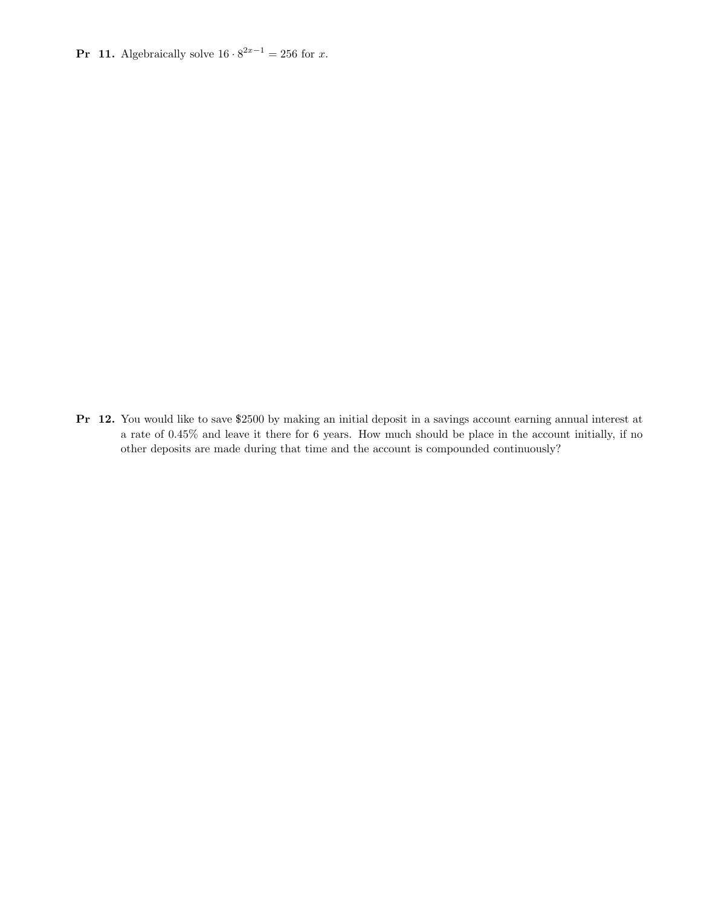**Pr 11.** Algebraically solve $16 \cdot 8^{2x-1} = 256$ for $x$.

**Pr 12.** You would like to save \$2500 by making an initial deposit in a savings account earning annual interest at a rate of 0.45% and leave it there for 6 years. How much should be place in the account initially, if no other deposits are made during that time and the account is compounded continuously?